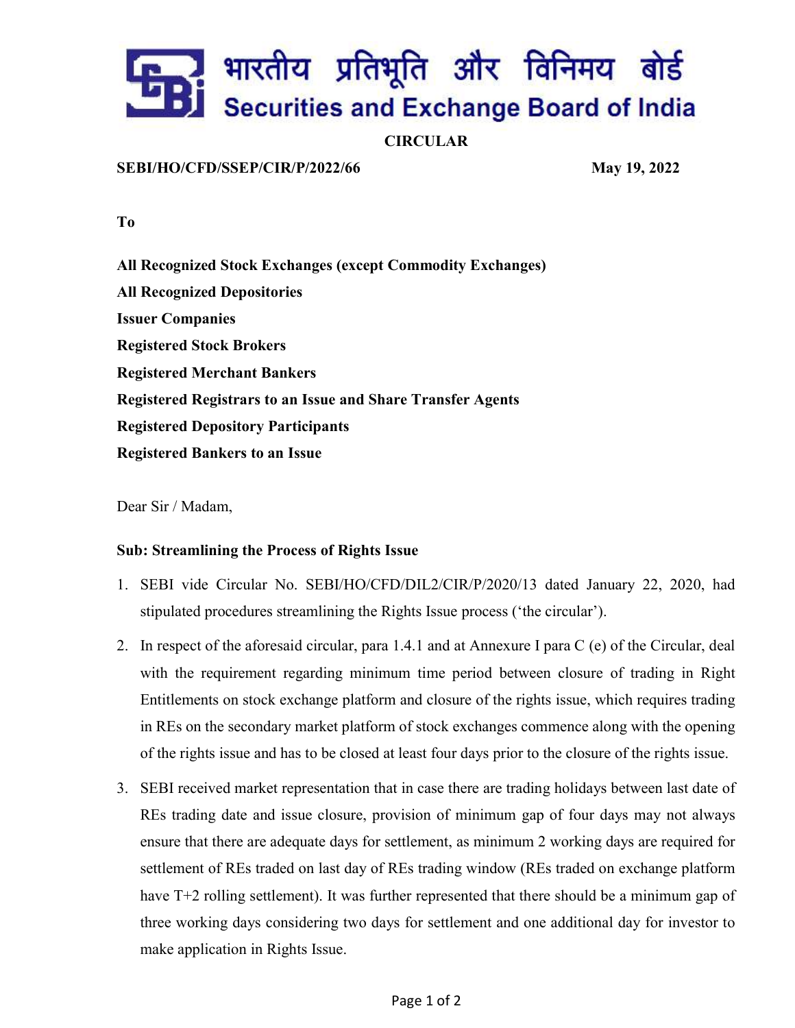भारतीय प्रतिभूति और विनिमय बोर्ड

Securities and Exchange Board of India

**CIRCULAR**

**SEBI/HO/CFD/SSEP/CIR/P/2022/66** **May 19, 2022**

**To**

**All Recognized Stock Exchanges (except Commodity Exchanges)**
**All Recognized Depositories**
**Issuer Companies**
**Registered Stock Brokers**
**Registered Merchant Bankers**
**Registered Registrars to an Issue and Share Transfer Agents**
**Registered Depository Participants**
**Registered Bankers to an Issue**

Dear Sir / Madam,

**Sub: Streamlining the Process of Rights Issue**

1. SEBI vide Circular No. SEBI/HO/CFD/DIL2/CIR/P/2020/13 dated January 22, 2020, had stipulated procedures streamlining the Rights Issue process (‘the circular’).

2. In respect of the aforesaid circular, para 1.4.1 and at Annexure I para C (e) of the Circular, deal with the requirement regarding minimum time period between closure of trading in Right Entitlements on stock exchange platform and closure of the rights issue, which requires trading in REs on the secondary market platform of stock exchanges commence along with the opening of the rights issue and has to be closed at least four days prior to the closure of the rights issue.

3. SEBI received market representation that in case there are trading holidays between last date of REs trading date and issue closure, provision of minimum gap of four days may not always ensure that there are adequate days for settlement, as minimum 2 working days are required for settlement of REs traded on last day of REs trading window (REs traded on exchange platform have T+2 rolling settlement). It was further represented that there should be a minimum gap of three working days considering two days for settlement and one additional day for investor to make application in Rights Issue.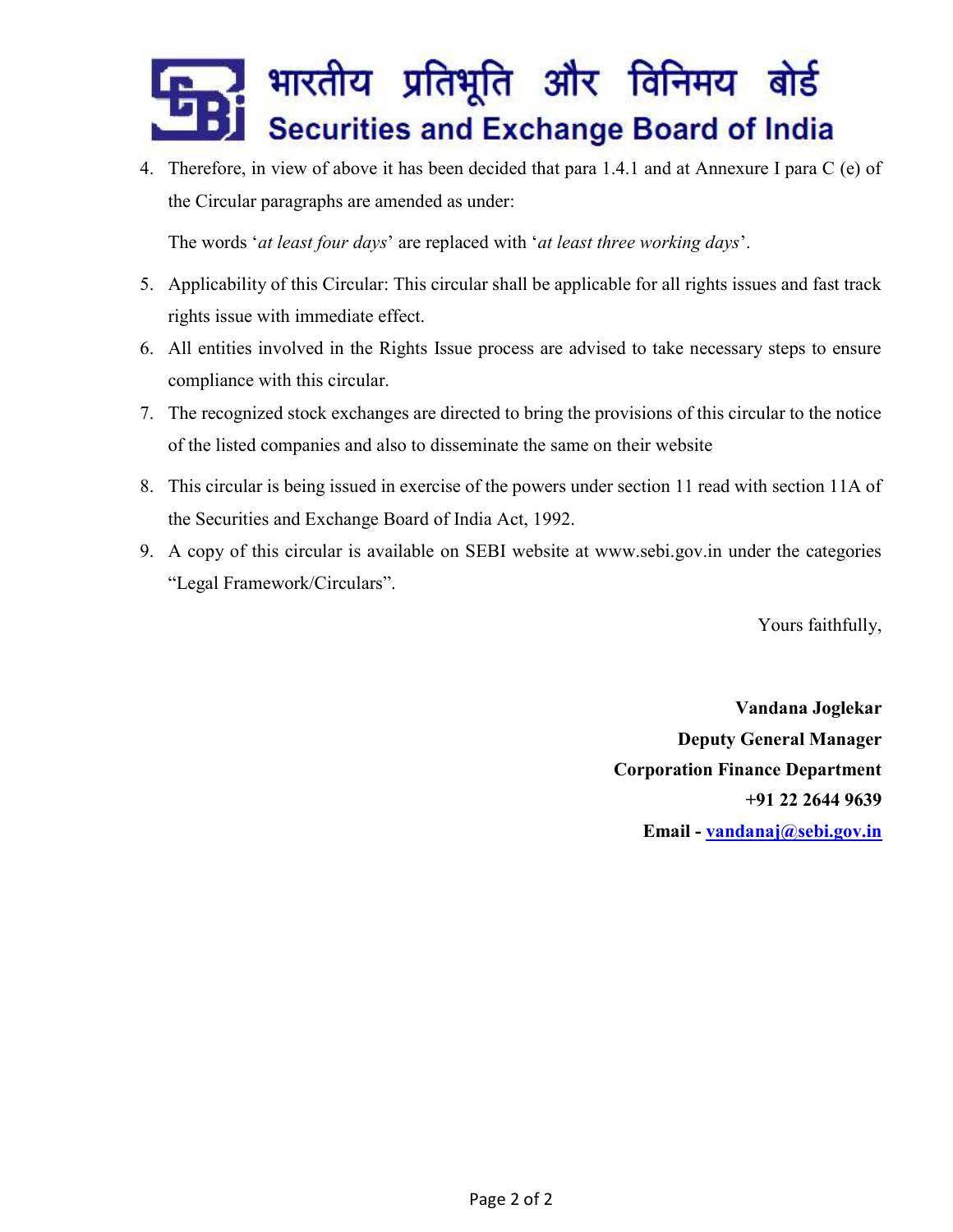4. Therefore, in view of above it has been decided that para 1.4.1 and at Annexure I para C (e) of the Circular paragraphs are amended as under:

   The words '*at least four days*' are replaced with '*at least three working days*'.

5. Applicability of this Circular: This circular shall be applicable for all rights issues and fast track rights issue with immediate effect.
6. All entities involved in the Rights Issue process are advised to take necessary steps to ensure compliance with this circular.
7. The recognized stock exchanges are directed to bring the provisions of this circular to the notice of the listed companies and also to disseminate the same on their website
8. This circular is being issued in exercise of the powers under section 11 read with section 11A of the Securities and Exchange Board of India Act, 1992.
9. A copy of this circular is available on SEBI website at www.sebi.gov.in under the categories "Legal Framework/Circulars".

Yours faithfully,

**Vandana Joglekar**
**Deputy General Manager**
**Corporation Finance Department**
**+91 22 2644 9639**
**Email - vandanaj@sebi.gov.in**